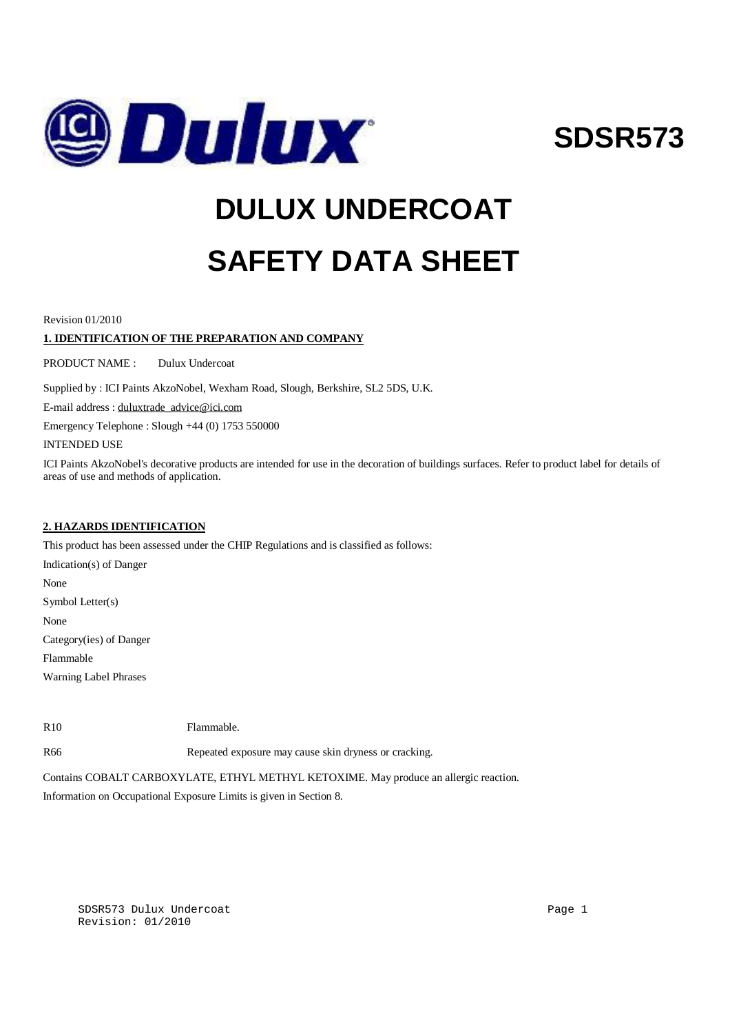# SDSR573

# DULUX UNDERCOAT

# SAFETY DATA SHEET

Revision 01/2010

## 1. IDENTIFICATION OF THE PREPARATION AND COMPANY

PRODUCT NAME : Dulux Undercoat

Supplied by : ICI Paints AkzoNobel, Wexham Road, Slough, Berkshire, SL2 5DS, U.K.

E-mail address : duluxtrade_advice@ici.com

Emergency Telephone : Slough +44 (0) 1753 550000

INTENDED USE

ICI Paints AkzoNobel's decorative products are intended for use in the decoration of buildings surfaces. Refer to product label for details of areas of use and methods of application.

## 2. HAZARDS IDENTIFICATION

This product has been assessed under the CHIP Regulations and is classified as follows:

Indication(s) of Danger

None

Symbol Letter(s)

None

Category(ies) of Danger

Flammable

Warning Label Phrases

| | |
|---|---|
| R10 | Flammable. |
| R66 | Repeated exposure may cause skin dryness or cracking. |

Contains COBALT CARBOXYLATE, ETHYL METHYL KETOXIME. May produce an allergic reaction.

Information on Occupational Exposure Limits is given in Section 8.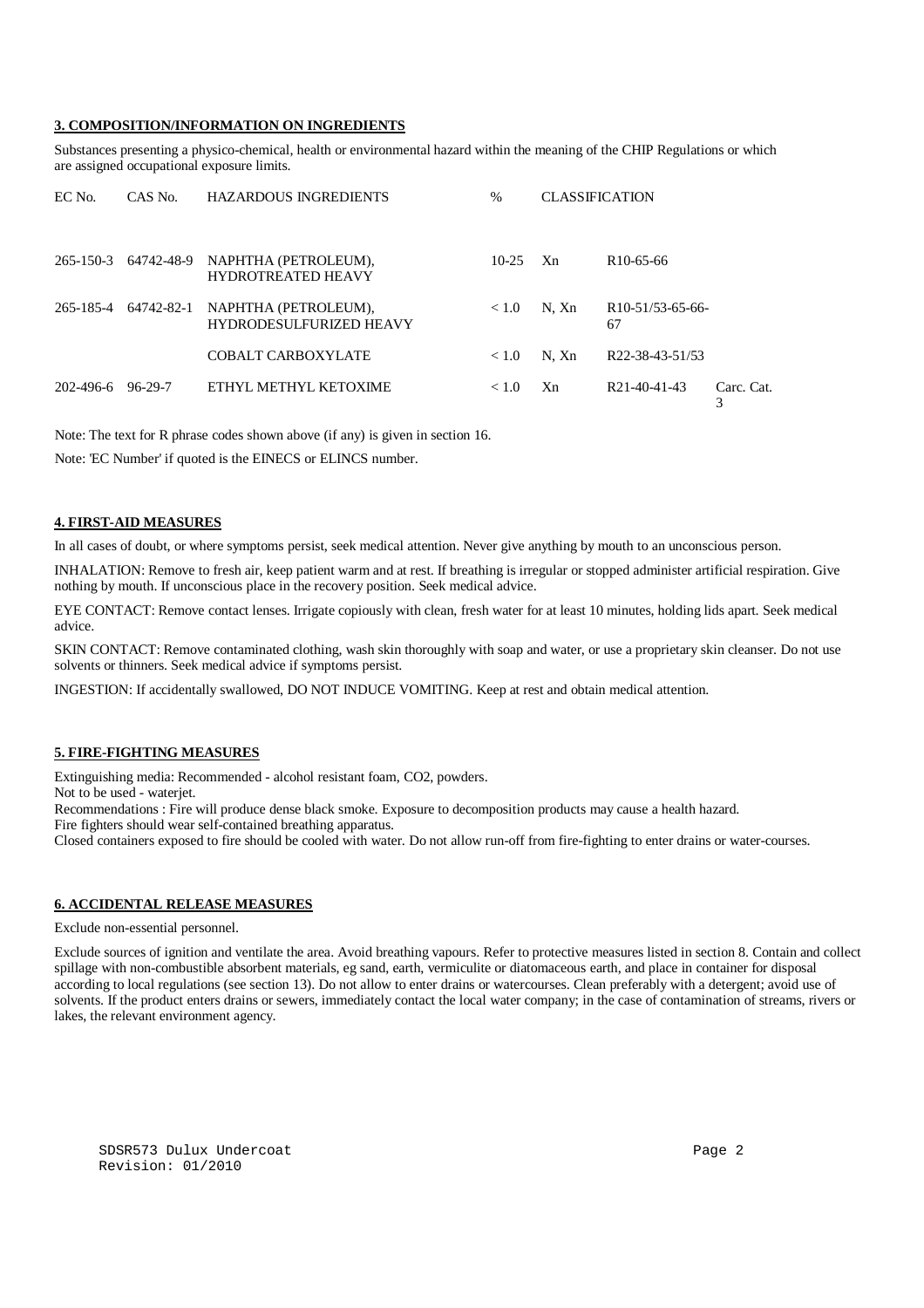## 3. COMPOSITION/INFORMATION ON INGREDIENTS

Substances presenting a physico-chemical, health or environmental hazard within the meaning of the CHIP Regulations or which are assigned occupational exposure limits.

| EC No. | CAS No. | HAZARDOUS INGREDIENTS | % | CLASSIFICATION | | |
|---|---|---|---|---|---|---|
| 265-150-3 | 64742-48-9 | NAPHTHA (PETROLEUM), HYDROTREATED HEAVY | 10-25 | Xn | R10-65-66 | |
| 265-185-4 | 64742-82-1 | NAPHTHA (PETROLEUM), HYDRODESULFURIZED HEAVY | < 1.0 | N, Xn | R10-51/53-65-66-67 | |
| | | COBALT CARBOXYLATE | < 1.0 | N, Xn | R22-38-43-51/53 | |
| 202-496-6 | 96-29-7 | ETHYL METHYL KETOXIME | < 1.0 | Xn | R21-40-41-43 | Carc. Cat. 3 |

Note: The text for R phrase codes shown above (if any) is given in section 16.

Note: 'EC Number' if quoted is the EINECS or ELINCS number.

## 4. FIRST-AID MEASURES

In all cases of doubt, or where symptoms persist, seek medical attention. Never give anything by mouth to an unconscious person.

INHALATION: Remove to fresh air, keep patient warm and at rest. If breathing is irregular or stopped administer artificial respiration. Give nothing by mouth. If unconscious place in the recovery position. Seek medical advice.

EYE CONTACT: Remove contact lenses. Irrigate copiously with clean, fresh water for at least 10 minutes, holding lids apart. Seek medical advice.

SKIN CONTACT: Remove contaminated clothing, wash skin thoroughly with soap and water, or use a proprietary skin cleanser. Do not use solvents or thinners. Seek medical advice if symptoms persist.

INGESTION: If accidentally swallowed, DO NOT INDUCE VOMITING. Keep at rest and obtain medical attention.

## 5. FIRE-FIGHTING MEASURES

Extinguishing media: Recommended - alcohol resistant foam, CO2, powders.
Not to be used - waterjet.
Recommendations : Fire will produce dense black smoke. Exposure to decomposition products may cause a health hazard.
Fire fighters should wear self-contained breathing apparatus.
Closed containers exposed to fire should be cooled with water. Do not allow run-off from fire-fighting to enter drains or water-courses.

## 6. ACCIDENTAL RELEASE MEASURES

Exclude non-essential personnel.

Exclude sources of ignition and ventilate the area. Avoid breathing vapours. Refer to protective measures listed in section 8. Contain and collect spillage with non-combustible absorbent materials, eg sand, earth, vermiculite or diatomaceous earth, and place in container for disposal according to local regulations (see section 13). Do not allow to enter drains or watercourses. Clean preferably with a detergent; avoid use of solvents. If the product enters drains or sewers, immediately contact the local water company; in the case of contamination of streams, rivers or lakes, the relevant environment agency.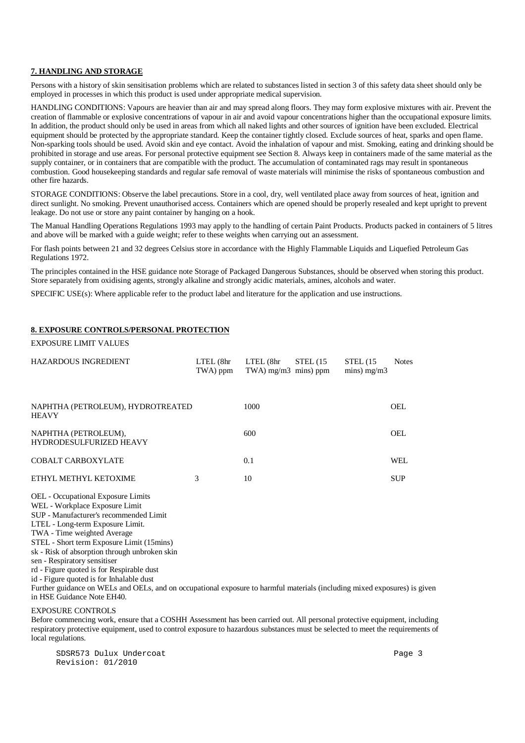**7. HANDLING AND STORAGE**

Persons with a history of skin sensitisation problems which are related to substances listed in section 3 of this safety data sheet should only be employed in processes in which this product is used under appropriate medical supervision.

HANDLING CONDITIONS: Vapours are heavier than air and may spread along floors. They may form explosive mixtures with air. Prevent the creation of flammable or explosive concentrations of vapour in air and avoid vapour concentrations higher than the occupational exposure limits. In addition, the product should only be used in areas from which all naked lights and other sources of ignition have been excluded. Electrical equipment should be protected by the appropriate standard. Keep the container tightly closed. Exclude sources of heat, sparks and open flame. Non-sparking tools should be used. Avoid skin and eye contact. Avoid the inhalation of vapour and mist. Smoking, eating and drinking should be prohibited in storage and use areas. For personal protective equipment see Section 8. Always keep in containers made of the same material as the supply container, or in containers that are compatible with the product. The accumulation of contaminated rags may result in spontaneous combustion. Good housekeeping standards and regular safe removal of waste materials will minimise the risks of spontaneous combustion and other fire hazards.

STORAGE CONDITIONS: Observe the label precautions. Store in a cool, dry, well ventilated place away from sources of heat, ignition and direct sunlight. No smoking. Prevent unauthorised access. Containers which are opened should be properly resealed and kept upright to prevent leakage. Do not use or store any paint container by hanging on a hook.

The Manual Handling Operations Regulations 1993 may apply to the handling of certain Paint Products. Products packed in containers of 5 litres and above will be marked with a guide weight; refer to these weights when carrying out an assessment.

For flash points between 21 and 32 degrees Celsius store in accordance with the Highly Flammable Liquids and Liquefied Petroleum Gas Regulations 1972.

The principles contained in the HSE guidance note Storage of Packaged Dangerous Substances, should be observed when storing this product. Store separately from oxidising agents, strongly alkaline and strongly acidic materials, amines, alcohols and water.

SPECIFIC USE(s): Where applicable refer to the product label and literature for the application and use instructions.

**8. EXPOSURE CONTROLS/PERSONAL PROTECTION**

EXPOSURE LIMIT VALUES

| HAZARDOUS INGREDIENT | LTEL (8hr TWA) ppm | LTEL (8hr TWA) mg/m3 | STEL (15 mins) ppm | STEL (15 mins) mg/m3 | Notes |
|---|---|---|---|---|---|
| NAPHTHA (PETROLEUM), HYDROTREATED HEAVY | | 1000 | | | OEL |
| NAPHTHA (PETROLEUM), HYDRODESULFURIZED HEAVY | | 600 | | | OEL |
| COBALT CARBOXYLATE | | 0.1 | | | WEL |
| ETHYL METHYL KETOXIME | 3 | 10 | | | SUP |

OEL - Occupational Exposure Limits
WEL - Workplace Exposure Limit
SUP - Manufacturer's recommended Limit
LTEL - Long-term Exposure Limit.
TWA - Time weighted Average
STEL - Short term Exposure Limit (15mins)
sk - Risk of absorption through unbroken skin
sen - Respiratory sensitiser
rd - Figure quoted is for Respirable dust
id - Figure quoted is for Inhalable dust
Further guidance on WELs and OELs, and on occupational exposure to harmful materials (including mixed exposures) is given in HSE Guidance Note EH40.

EXPOSURE CONTROLS
Before commencing work, ensure that a COSHH Assessment has been carried out. All personal protective equipment, including respiratory protective equipment, used to control exposure to hazardous substances must be selected to meet the requirements of local regulations.

SDSR573 Dulux Undercoat
Revision: 01/2010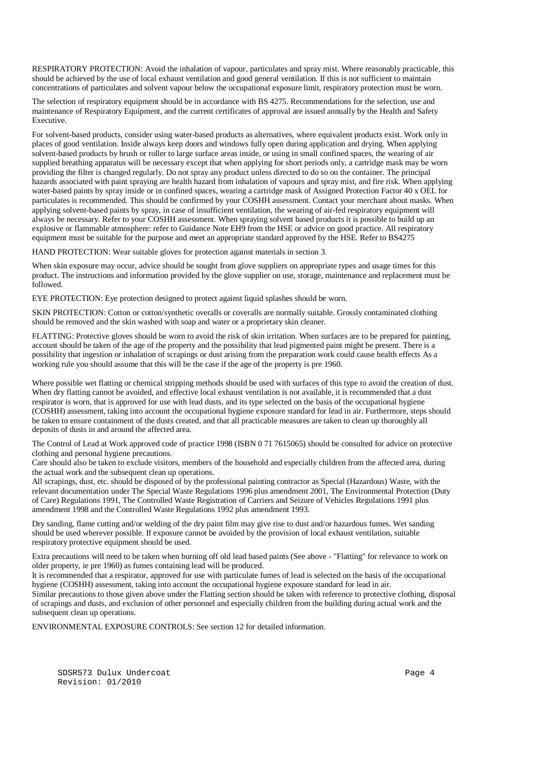RESPIRATORY PROTECTION: Avoid the inhalation of vapour, particulates and spray mist. Where reasonably practicable, this should be achieved by the use of local exhaust ventilation and good general ventilation. If this is not sufficient to maintain concentrations of particulates and solvent vapour below the occupational exposure limit, respiratory protection must be worn.

The selection of respiratory equipment should be in accordance with BS 4275. Recommendations for the selection, use and maintenance of Respiratory Equipment, and the current certificates of approval are issued annually by the Health and Safety Executive.

For solvent-based products, consider using water-based products as alternatives, where equivalent products exist. Work only in places of good ventilation. Inside always keep doors and windows fully open during application and drying. When applying solvent-based products by brush or roller to large surface areas inside, or using in small confined spaces, the wearing of air supplied breathing apparatus will be necessary except that when applying for short periods only, a cartridge mask may be worn providing the filter is changed regularly. Do not spray any product unless directed to do so on the container. The principal hazards associated with paint spraying are health hazard from inhalation of vapours and spray mist, and fire risk. When applying water-based paints by spray inside or in confined spaces, wearing a cartridge mask of Assigned Protection Factor 40 x OEL for particulates is recommended. This should be confirmed by your COSHH assessment. Contact your merchant about masks. When applying solvent-based paints by spray, in case of insufficient ventilation, the wearing of air-fed respiratory equipment will always be necessary. Refer to your COSHH assessment. When spraying solvent based products it is possible to build up an explosive or flammable atmosphere: refer to Guidance Note EH9 from the HSE or advice on good practice. All respiratory equipment must be suitable for the purpose and meet an appropriate standard approved by the HSE. Refer to BS4275

HAND PROTECTION: Wear suitable gloves for protection against materials in section 3.

When skin exposure may occur, advice should be sought from glove suppliers on appropriate types and usage times for this product. The instructions and information provided by the glove supplier on use, storage, maintenance and replacement must be followed.

EYE PROTECTION: Eye protection designed to protect against liquid splashes should be worn.

SKIN PROTECTION: Cotton or cotton/synthetic overalls or coveralls are normally suitable. Grossly contaminated clothing should be removed and the skin washed with soap and water or a proprietary skin cleaner.

FLATTING: Protective gloves should be worn to avoid the risk of skin irritation. When surfaces are to be prepared for painting, account should be taken of the age of the property and the possibility that lead pigmented paint might be present. There is a possibility that ingestion or inhalation of scrapings or dust arising from the preparation work could cause health effects As a working rule you should assume that this will be the case if the age of the property is pre 1960.

Where possible wet flatting or chemical stripping methods should be used with surfaces of this type to avoid the creation of dust. When dry flatting cannot be avoided, and effective local exhaust ventilation is not available, it is recommended that a dust respirator is worn, that is approved for use with lead dusts, and its type selected on the basis of the occupational hygiene (COSHH) assessment, taking into account the occupational hygiene exposure standard for lead in air. Furthermore, steps should be taken to ensure containment of the dusts created, and that all practicable measures are taken to clean up thoroughly all deposits of dusts in and around the affected area.

The Control of Lead at Work approved code of practice 1998 (ISBN 0 71 7615065) should be consulted for advice on protective clothing and personal hygiene precautions.

Care should also be taken to exclude visitors, members of the household and especially children from the affected area, during the actual work and the subsequent clean up operations.

All scrapings, dust, etc. should be disposed of by the professional painting contractor as Special (Hazardous) Waste, with the relevant documentation under The Special Waste Regulations 1996 plus amendment 2001, The Environmental Protection (Duty of Care) Regulations 1991, The Controlled Waste Registration of Carriers and Seizure of Vehicles Regulations 1991 plus amendment 1998 and the Controlled Waste Regulations 1992 plus amendment 1993.

Dry sanding, flame cutting and/or welding of the dry paint film may give rise to dust and/or hazardous fumes. Wet sanding should be used wherever possible. If exposure cannot be avoided by the provision of local exhaust ventilation, suitable respiratory protective equipment should be used.

Extra precautions will need to be taken when burning off old lead based paints (See above - "Flatting" for relevance to work on older property, ie pre 1960) as fumes containing lead will be produced.

It is recommended that a respirator, approved for use with particulate fumes of lead is selected on the basis of the occupational hygiene (COSHH) assessment, taking into account the occupational hygiene exposure standard for lead in air.

Similar precautions to those given above under the Flatting section should be taken with reference to protective clothing, disposal of scrapings and dusts, and exclusion of other personnel and especially children from the building during actual work and the subsequent clean up operations.

ENVIRONMENTAL EXPOSURE CONTROLS: See section 12 for detailed information.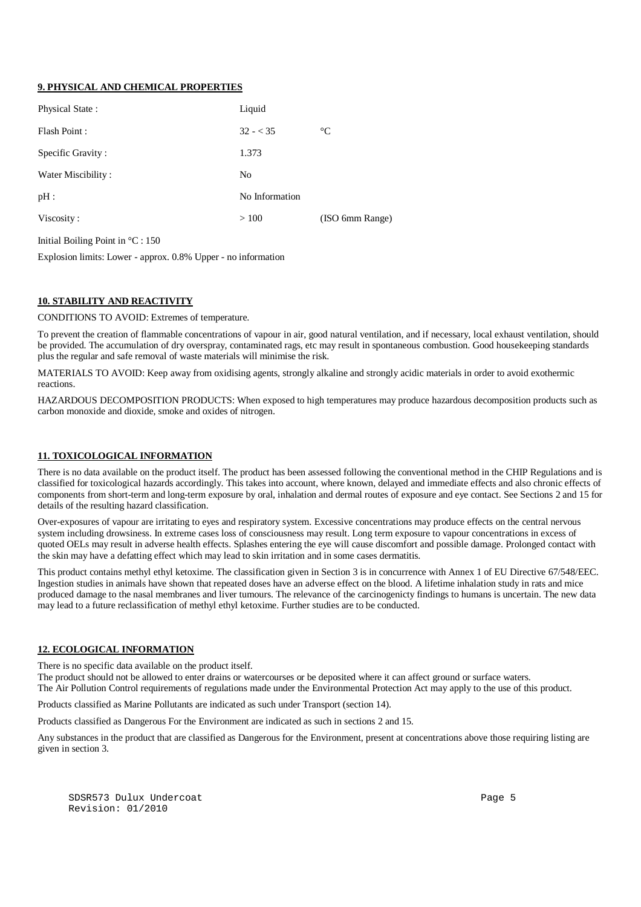## 9. PHYSICAL AND CHEMICAL PROPERTIES

| Property | Value | Unit |
|---|---|---|
| Physical State : | Liquid | |
| Flash Point : | 32 - < 35 | °C |
| Specific Gravity : | 1.373 | |
| Water Miscibility : | No | |
| pH : | No Information | |
| Viscosity : | > 100 | (ISO 6mm Range) |

Initial Boiling Point in °C : 150

Explosion limits: Lower - approx. 0.8% Upper - no information

## 10. STABILITY AND REACTIVITY

CONDITIONS TO AVOID: Extremes of temperature.

To prevent the creation of flammable concentrations of vapour in air, good natural ventilation, and if necessary, local exhaust ventilation, should be provided. The accumulation of dry overspray, contaminated rags, etc may result in spontaneous combustion. Good housekeeping standards plus the regular and safe removal of waste materials will minimise the risk.

MATERIALS TO AVOID: Keep away from oxidising agents, strongly alkaline and strongly acidic materials in order to avoid exothermic reactions.

HAZARDOUS DECOMPOSITION PRODUCTS: When exposed to high temperatures may produce hazardous decomposition products such as carbon monoxide and dioxide, smoke and oxides of nitrogen.

## 11. TOXICOLOGICAL INFORMATION

There is no data available on the product itself. The product has been assessed following the conventional method in the CHIP Regulations and is classified for toxicological hazards accordingly. This takes into account, where known, delayed and immediate effects and also chronic effects of components from short-term and long-term exposure by oral, inhalation and dermal routes of exposure and eye contact. See Sections 2 and 15 for details of the resulting hazard classification.

Over-exposures of vapour are irritating to eyes and respiratory system. Excessive concentrations may produce effects on the central nervous system including drowsiness. In extreme cases loss of consciousness may result. Long term exposure to vapour concentrations in excess of quoted OELs may result in adverse health effects. Splashes entering the eye will cause discomfort and possible damage. Prolonged contact with the skin may have a defatting effect which may lead to skin irritation and in some cases dermatitis.

This product contains methyl ethyl ketoxime. The classification given in Section 3 is in concurrence with Annex 1 of EU Directive 67/548/EEC. Ingestion studies in animals have shown that repeated doses have an adverse effect on the blood. A lifetime inhalation study in rats and mice produced damage to the nasal membranes and liver tumours. The relevance of the carcinogenicty findings to humans is uncertain. The new data may lead to a future reclassification of methyl ethyl ketoxime. Further studies are to be conducted.

## 12. ECOLOGICAL INFORMATION

There is no specific data available on the product itself.
The product should not be allowed to enter drains or watercourses or be deposited where it can affect ground or surface waters.
The Air Pollution Control requirements of regulations made under the Environmental Protection Act may apply to the use of this product.

Products classified as Marine Pollutants are indicated as such under Transport (section 14).

Products classified as Dangerous For the Environment are indicated as such in sections 2 and 15.

Any substances in the product that are classified as Dangerous for the Environment, present at concentrations above those requiring listing are given in section 3.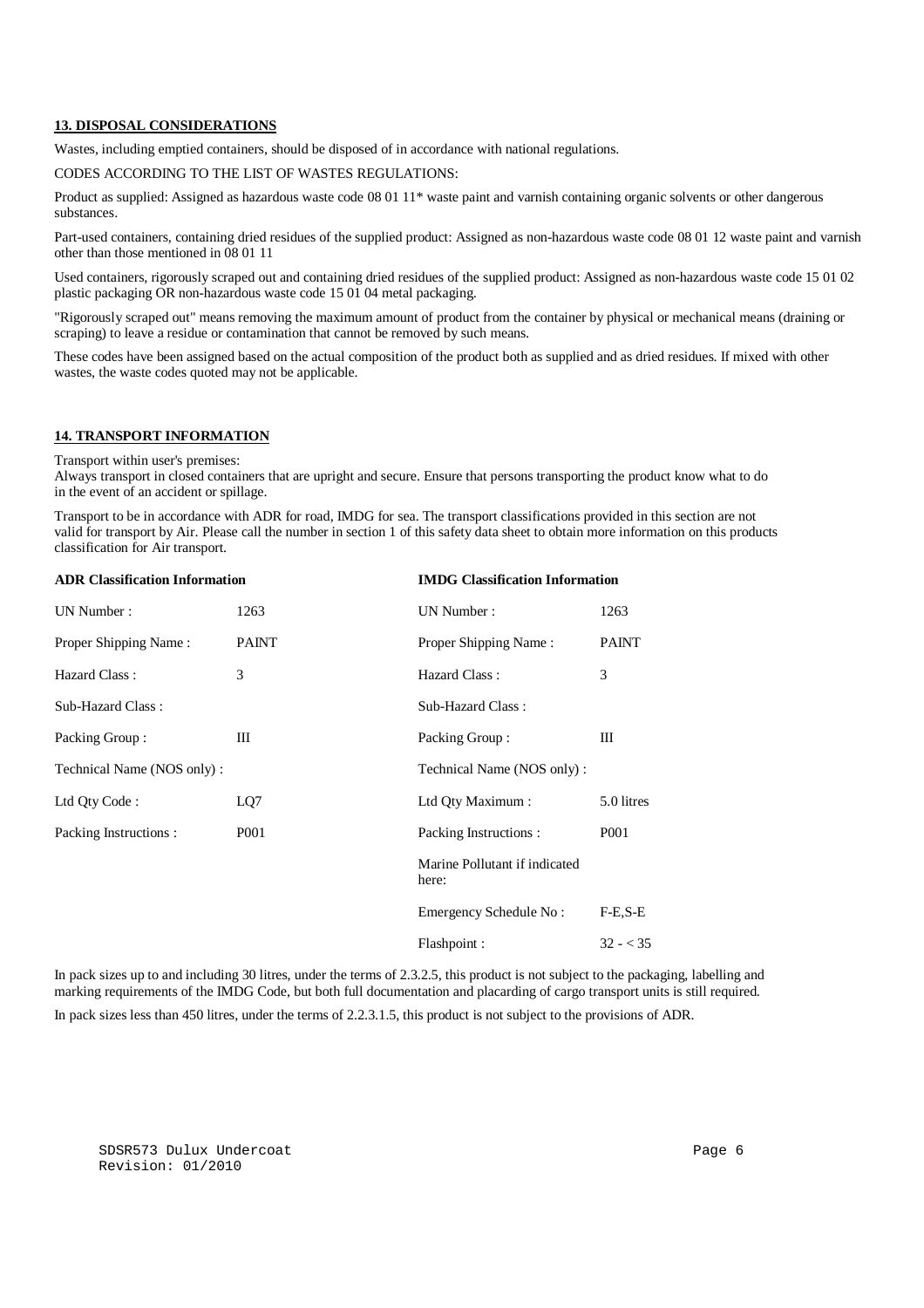## 13. DISPOSAL CONSIDERATIONS

Wastes, including emptied containers, should be disposed of in accordance with national regulations.

CODES ACCORDING TO THE LIST OF WASTES REGULATIONS:

Product as supplied: Assigned as hazardous waste code 08 01 11* waste paint and varnish containing organic solvents or other dangerous substances.

Part-used containers, containing dried residues of the supplied product: Assigned as non-hazardous waste code 08 01 12 waste paint and varnish other than those mentioned in 08 01 11

Used containers, rigorously scraped out and containing dried residues of the supplied product: Assigned as non-hazardous waste code 15 01 02 plastic packaging OR non-hazardous waste code 15 01 04 metal packaging.

"Rigorously scraped out" means removing the maximum amount of product from the container by physical or mechanical means (draining or scraping) to leave a residue or contamination that cannot be removed by such means.

These codes have been assigned based on the actual composition of the product both as supplied and as dried residues. If mixed with other wastes, the waste codes quoted may not be applicable.

## 14. TRANSPORT INFORMATION

Transport within user's premises:
Always transport in closed containers that are upright and secure. Ensure that persons transporting the product know what to do in the event of an accident or spillage.

Transport to be in accordance with ADR for road, IMDG for sea. The transport classifications provided in this section are not valid for transport by Air. Please call the number in section 1 of this safety data sheet to obtain more information on this products classification for Air transport.

| **ADR Classification Information** | | **IMDG Classification Information** | |
|---|---|---|---|
| UN Number : | 1263 | UN Number : | 1263 |
| Proper Shipping Name : | PAINT | Proper Shipping Name : | PAINT |
| Hazard Class : | 3 | Hazard Class : | 3 |
| Sub-Hazard Class : | | Sub-Hazard Class : | |
| Packing Group : | III | Packing Group : | III |
| Technical Name (NOS only) : | | Technical Name (NOS only) : | |
| Ltd Qty Code : | LQ7 | Ltd Qty Maximum : | 5.0 litres |
| Packing Instructions : | P001 | Packing Instructions : | P001 |
| | | Marine Pollutant if indicated here: | |
| | | Emergency Schedule No : | F-E,S-E |
| | | Flashpoint : | 32 - < 35 |

In pack sizes up to and including 30 litres, under the terms of 2.3.2.5, this product is not subject to the packaging, labelling and marking requirements of the IMDG Code, but both full documentation and placarding of cargo transport units is still required.

In pack sizes less than 450 litres, under the terms of 2.2.3.1.5, this product is not subject to the provisions of ADR.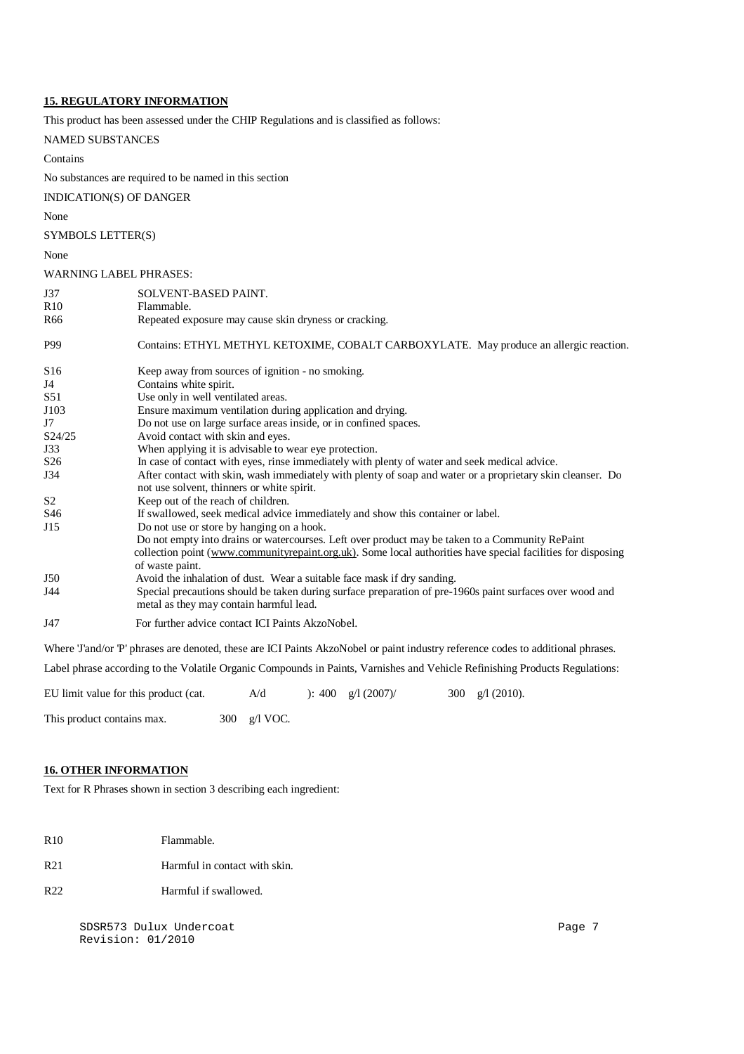**15. REGULATORY INFORMATION**

This product has been assessed under the CHIP Regulations and is classified as follows:

NAMED SUBSTANCES

Contains

No substances are required to be named in this section

INDICATION(S) OF DANGER

None

SYMBOLS LETTER(S)

None

WARNING LABEL PHRASES:

| | |
|---|---|
| J37 | SOLVENT-BASED PAINT. |
| R10 | Flammable. |
| R66 | Repeated exposure may cause skin dryness or cracking. |
| P99 | Contains: ETHYL METHYL KETOXIME, COBALT CARBOXYLATE. May produce an allergic reaction. |
| S16 | Keep away from sources of ignition - no smoking. |
| J4 | Contains white spirit. |
| S51 | Use only in well ventilated areas. |
| J103 | Ensure maximum ventilation during application and drying. |
| J7 | Do not use on large surface areas inside, or in confined spaces. |
| S24/25 | Avoid contact with skin and eyes. |
| J33 | When applying it is advisable to wear eye protection. |
| S26 | In case of contact with eyes, rinse immediately with plenty of water and seek medical advice. |
| J34 | After contact with skin, wash immediately with plenty of soap and water or a proprietary skin cleanser. Do not use solvent, thinners or white spirit. |
| S2 | Keep out of the reach of children. |
| S46 | If swallowed, seek medical advice immediately and show this container or label. |
| J15 | Do not use or store by hanging on a hook. |
| | Do not empty into drains or watercourses. Left over product may be taken to a Community RePaint collection point (www.communityrepaint.org.uk). Some local authorities have special facilities for disposing of waste paint. |
| J50 | Avoid the inhalation of dust. Wear a suitable face mask if dry sanding. |
| J44 | Special precautions should be taken during surface preparation of pre-1960s paint surfaces over wood and metal as they may contain harmful lead. |
| J47 | For further advice contact ICI Paints AkzoNobel. |

Where 'J'and/or 'P' phrases are denoted, these are ICI Paints AkzoNobel or paint industry reference codes to additional phrases.

Label phrase according to the Volatile Organic Compounds in Paints, Varnishes and Vehicle Refinishing Products Regulations:

EU limit value for this product (cat. A/d ): 400 g/l (2007)/ 300 g/l (2010).

This product contains max. 300 g/l VOC.

**16. OTHER INFORMATION**

Text for R Phrases shown in section 3 describing each ingredient:

| | |
|---|---|
| R10 | Flammable. |
| R21 | Harmful in contact with skin. |
| R22 | Harmful if swallowed. |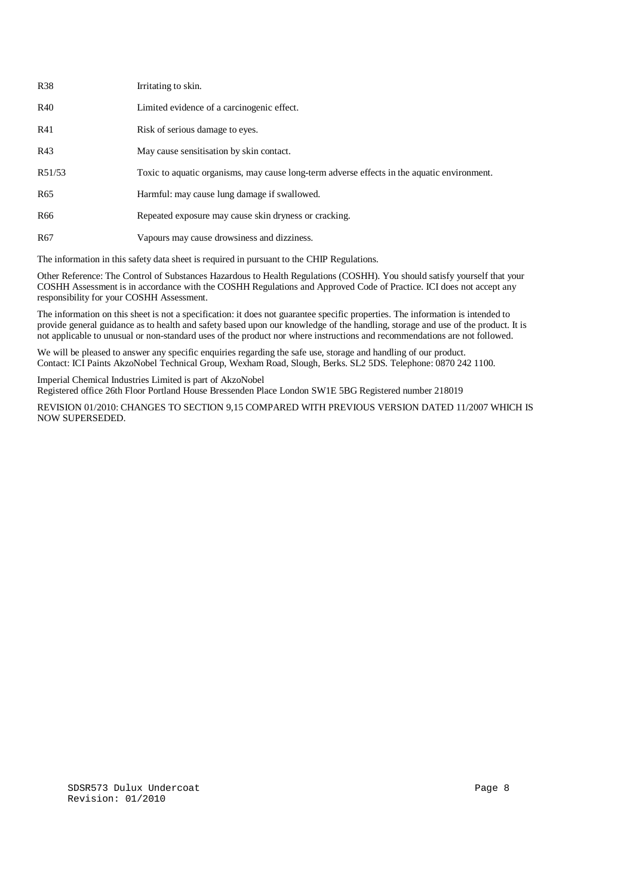| | |
|---|---|
| R38 | Irritating to skin. |
| R40 | Limited evidence of a carcinogenic effect. |
| R41 | Risk of serious damage to eyes. |
| R43 | May cause sensitisation by skin contact. |
| R51/53 | Toxic to aquatic organisms, may cause long-term adverse effects in the aquatic environment. |
| R65 | Harmful: may cause lung damage if swallowed. |
| R66 | Repeated exposure may cause skin dryness or cracking. |
| R67 | Vapours may cause drowsiness and dizziness. |

The information in this safety data sheet is required in pursuant to the CHIP Regulations.

Other Reference: The Control of Substances Hazardous to Health Regulations (COSHH). You should satisfy yourself that your COSHH Assessment is in accordance with the COSHH Regulations and Approved Code of Practice. ICI does not accept any responsibility for your COSHH Assessment.

The information on this sheet is not a specification: it does not guarantee specific properties. The information is intended to provide general guidance as to health and safety based upon our knowledge of the handling, storage and use of the product. It is not applicable to unusual or non-standard uses of the product nor where instructions and recommendations are not followed.

We will be pleased to answer any specific enquiries regarding the safe use, storage and handling of our product.
Contact: ICI Paints AkzoNobel Technical Group, Wexham Road, Slough, Berks. SL2 5DS. Telephone: 0870 242 1100.

Imperial Chemical Industries Limited is part of AkzoNobel
Registered office 26th Floor Portland House Bressenden Place London SW1E 5BG Registered number 218019

REVISION 01/2010: CHANGES TO SECTION 9,15 COMPARED WITH PREVIOUS VERSION DATED 11/2007 WHICH IS NOW SUPERSEDED.